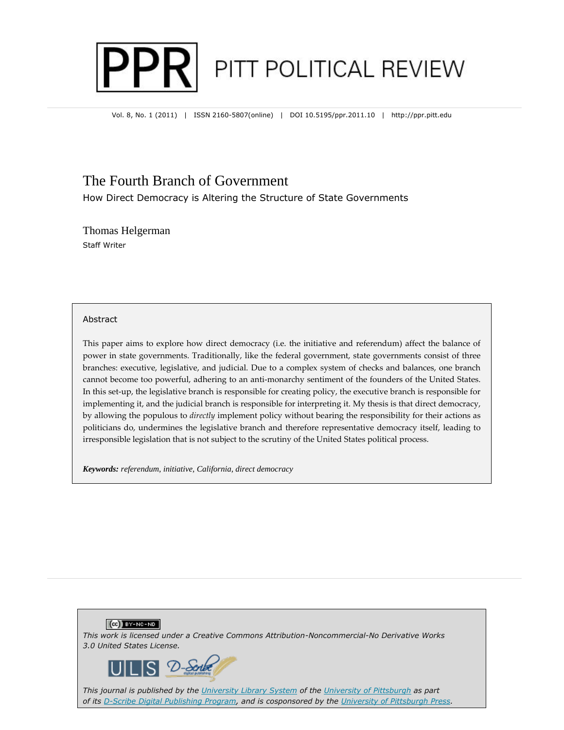# PITT POLITICAL REVIEW

Vol. 8, No. 1 (2011) | ISSN 2160-5807(online) | DOI 10.5195/ppr.2011.10 | http://ppr.pitt.edu

## The Fourth Branch of Government

### How Direct Democracy is Altering the Structure of State Governments

Thomas Helgerman

Staff Writer

**Abstract**

This paper aims to explore how direct democracy (i.e. the initiative and referendum) affect the balance of power in state governments. Traditionally, like the federal government, state governments consist of three branches: executive, legislative, and judicial. Due to a complex system of checks and balances, one branch cannot become too powerful, adhering to an anti-monarchy sentiment of the founders of the United States. In this set-up, the legislative branch is responsible for creating policy, the executive branch is responsible for implementing it, and the judicial branch is responsible for interpreting it. My thesis is that direct democracy, by allowing the populous to *directly* implement policy without bearing the responsibility for their actions as politicians do, undermines the legislative branch and therefore representative democracy itself, leading to irresponsible legislation that is not subject to the scrutiny of the United States political process.

***Keywords:*** *referendum, initiative, California, direct democracy*

This work is licensed under a Creative Commons Attribution-Noncommercial-No Derivative Works 3.0 United States License.

*This journal is published by the University Library System of the University of Pittsburgh as part of its D-Scribe Digital Publishing Program, and is cosponsored by the University of Pittsburgh Press.*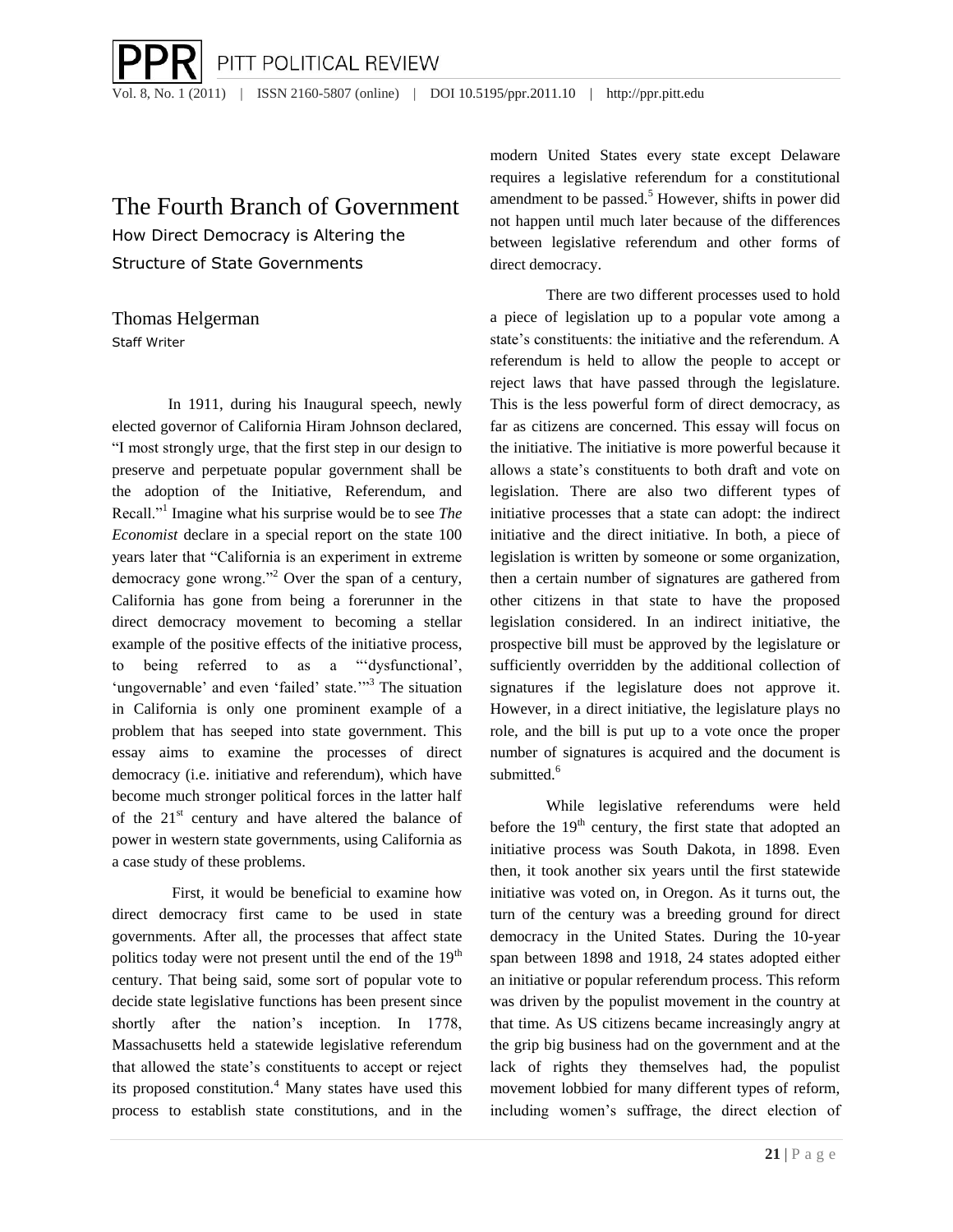# The Fourth Branch of Government

How Direct Democracy is Altering the Structure of State Governments

Thomas Helgerman
Staff Writer

In 1911, during his Inaugural speech, newly elected governor of California Hiram Johnson declared, "I most strongly urge, that the first step in our design to preserve and perpetuate popular government shall be the adoption of the Initiative, Referendum, and Recall."[1] Imagine what his surprise would be to see *The Economist* declare in a special report on the state 100 years later that "California is an experiment in extreme democracy gone wrong."[2] Over the span of a century, California has gone from being a forerunner in the direct democracy movement to becoming a stellar example of the positive effects of the initiative process, to being referred to as a "'dysfunctional', 'ungovernable' and even 'failed' state.'"[3] The situation in California is only one prominent example of a problem that has seeped into state government. This essay aims to examine the processes of direct democracy (i.e. initiative and referendum), which have become much stronger political forces in the latter half of the 21st century and have altered the balance of power in western state governments, using California as a case study of these problems.

First, it would be beneficial to examine how direct democracy first came to be used in state governments. After all, the processes that affect state politics today were not present until the end of the 19th century. That being said, some sort of popular vote to decide state legislative functions has been present since shortly after the nation's inception. In 1778, Massachusetts held a statewide legislative referendum that allowed the state's constituents to accept or reject its proposed constitution.[4] Many states have used this process to establish state constitutions, and in the modern United States every state except Delaware requires a legislative referendum for a constitutional amendment to be passed.[5] However, shifts in power did not happen until much later because of the differences between legislative referendum and other forms of direct democracy.

There are two different processes used to hold a piece of legislation up to a popular vote among a state's constituents: the initiative and the referendum. A referendum is held to allow the people to accept or reject laws that have passed through the legislature. This is the less powerful form of direct democracy, as far as citizens are concerned. This essay will focus on the initiative. The initiative is more powerful because it allows a state's constituents to both draft and vote on legislation. There are also two different types of initiative processes that a state can adopt: the indirect initiative and the direct initiative. In both, a piece of legislation is written by someone or some organization, then a certain number of signatures are gathered from other citizens in that state to have the proposed legislation considered. In an indirect initiative, the prospective bill must be approved by the legislature or sufficiently overridden by the additional collection of signatures if the legislature does not approve it. However, in a direct initiative, the legislature plays no role, and the bill is put up to a vote once the proper number of signatures is acquired and the document is submitted.[6]

While legislative referendums were held before the 19th century, the first state that adopted an initiative process was South Dakota, in 1898. Even then, it took another six years until the first statewide initiative was voted on, in Oregon. As it turns out, the turn of the century was a breeding ground for direct democracy in the United States. During the 10-year span between 1898 and 1918, 24 states adopted either an initiative or popular referendum process. This reform was driven by the populist movement in the country at that time. As US citizens became increasingly angry at the grip big business had on the government and at the lack of rights they themselves had, the populist movement lobbied for many different types of reform, including women's suffrage, the direct election of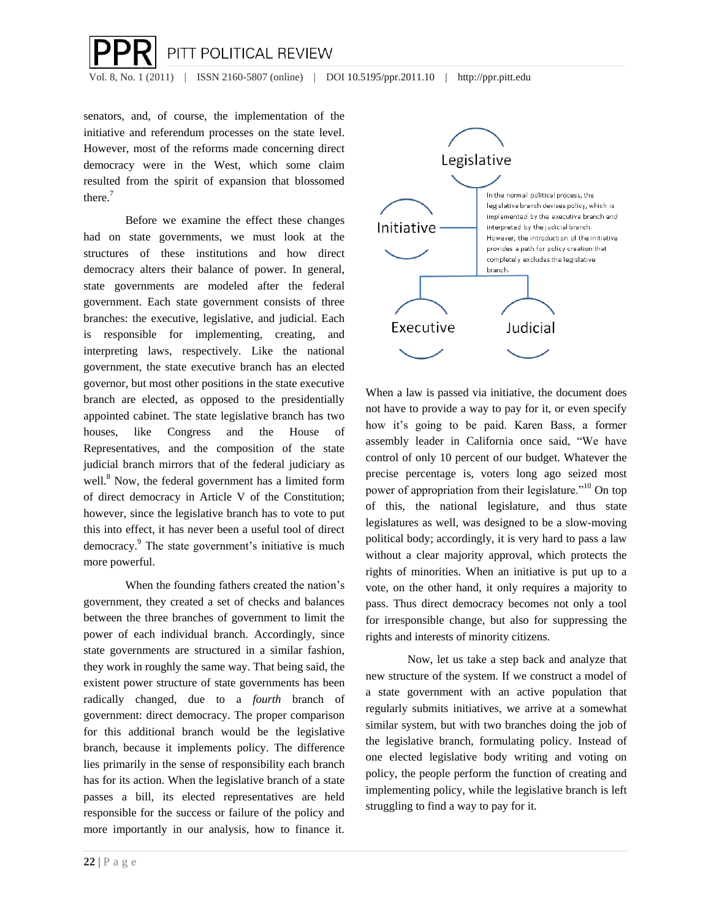senators, and, of course, the implementation of the initiative and referendum processes on the state level. However, most of the reforms made concerning direct democracy were in the West, which some claim resulted from the spirit of expansion that blossomed there.[7]

Before we examine the effect these changes had on state governments, we must look at the structures of these institutions and how direct democracy alters their balance of power. In general, state governments are modeled after the federal government. Each state government consists of three branches: the executive, legislative, and judicial. Each is responsible for implementing, creating, and interpreting laws, respectively. Like the national government, the state executive branch has an elected governor, but most other positions in the state executive branch are elected, as opposed to the presidentially appointed cabinet. The state legislative branch has two houses, like Congress and the House of Representatives, and the composition of the state judicial branch mirrors that of the federal judiciary as well.[8] Now, the federal government has a limited form of direct democracy in Article V of the Constitution; however, since the legislative branch has to vote to put this into effect, it has never been a useful tool of direct democracy.[9] The state government's initiative is much more powerful.

When the founding fathers created the nation's government, they created a set of checks and balances between the three branches of government to limit the power of each individual branch. Accordingly, since state governments are structured in a similar fashion, they work in roughly the same way. That being said, the existent power structure of state governments has been radically changed, due to a *fourth* branch of government: direct democracy. The proper comparison for this additional branch would be the legislative branch, because it implements policy. The difference lies primarily in the sense of responsibility each branch has for its action. When the legislative branch of a state passes a bill, its elected representatives are held responsible for the success or failure of the policy and more importantly in our analysis, how to finance it.

Legislative

Initiative

In the normal political process, the legislative branch devises policy, which is implemented by the executive branch and interpreted by the judicial branch. However, the introduction of the initiative provides a path for policy creation that completely excludes the legislative branch.

Executive

Judicial

When a law is passed via initiative, the document does not have to provide a way to pay for it, or even specify how it's going to be paid. Karen Bass, a former assembly leader in California once said, "We have control of only 10 percent of our budget. Whatever the precise percentage is, voters long ago seized most power of appropriation from their legislature."[10] On top of this, the national legislature, and thus state legislatures as well, was designed to be a slow-moving political body; accordingly, it is very hard to pass a law without a clear majority approval, which protects the rights of minorities. When an initiative is put up to a vote, on the other hand, it only requires a majority to pass. Thus direct democracy becomes not only a tool for irresponsible change, but also for suppressing the rights and interests of minority citizens.

Now, let us take a step back and analyze that new structure of the system. If we construct a model of a state government with an active population that regularly submits initiatives, we arrive at a somewhat similar system, but with two branches doing the job of the legislative branch, formulating policy. Instead of one elected legislative body writing and voting on policy, the people perform the function of creating and implementing policy, while the legislative branch is left struggling to find a way to pay for it.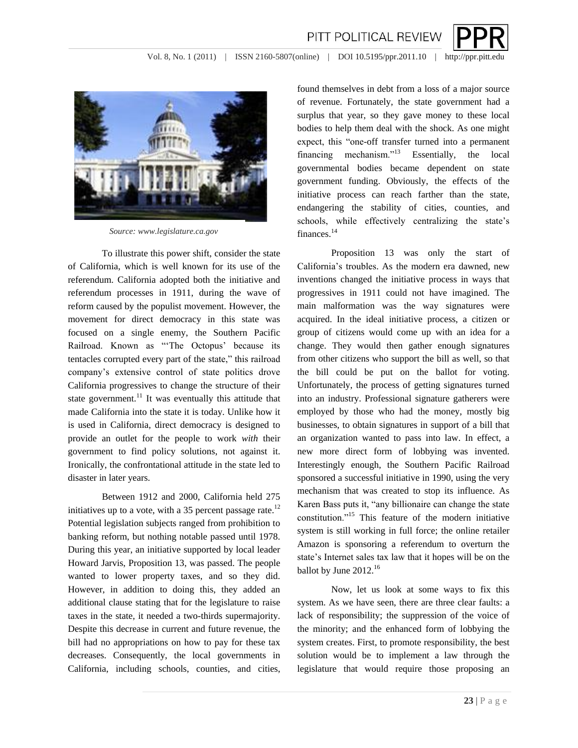Source: www.legislature.ca.gov

To illustrate this power shift, consider the state of California, which is well known for its use of the referendum. California adopted both the initiative and referendum processes in 1911, during the wave of reform caused by the populist movement. However, the movement for direct democracy in this state was focused on a single enemy, the Southern Pacific Railroad. Known as "'The Octopus' because its tentacles corrupted every part of the state," this railroad company's extensive control of state politics drove California progressives to change the structure of their state government.[11] It was eventually this attitude that made California into the state it is today. Unlike how it is used in California, direct democracy is designed to provide an outlet for the people to work *with* their government to find policy solutions, not against it. Ironically, the confrontational attitude in the state led to disaster in later years.

Between 1912 and 2000, California held 275 initiatives up to a vote, with a 35 percent passage rate.[12] Potential legislation subjects ranged from prohibition to banking reform, but nothing notable passed until 1978. During this year, an initiative supported by local leader Howard Jarvis, Proposition 13, was passed. The people wanted to lower property taxes, and so they did. However, in addition to doing this, they added an additional clause stating that for the legislature to raise taxes in the state, it needed a two-thirds supermajority. Despite this decrease in current and future revenue, the bill had no appropriations on how to pay for these tax decreases. Consequently, the local governments in California, including schools, counties, and cities, found themselves in debt from a loss of a major source of revenue. Fortunately, the state government had a surplus that year, so they gave money to these local bodies to help them deal with the shock. As one might expect, this "one-off transfer turned into a permanent financing mechanism."[13] Essentially, the local governmental bodies became dependent on state government funding. Obviously, the effects of the initiative process can reach farther than the state, endangering the stability of cities, counties, and schools, while effectively centralizing the state's finances.[14]

Proposition 13 was only the start of California's troubles. As the modern era dawned, new inventions changed the initiative process in ways that progressives in 1911 could not have imagined. The main malformation was the way signatures were acquired. In the ideal initiative process, a citizen or group of citizens would come up with an idea for a change. They would then gather enough signatures from other citizens who support the bill as well, so that the bill could be put on the ballot for voting. Unfortunately, the process of getting signatures turned into an industry. Professional signature gatherers were employed by those who had the money, mostly big businesses, to obtain signatures in support of a bill that an organization wanted to pass into law. In effect, a new more direct form of lobbying was invented. Interestingly enough, the Southern Pacific Railroad sponsored a successful initiative in 1990, using the very mechanism that was created to stop its influence. As Karen Bass puts it, "any billionaire can change the state constitution."[15] This feature of the modern initiative system is still working in full force; the online retailer Amazon is sponsoring a referendum to overturn the state's Internet sales tax law that it hopes will be on the ballot by June 2012.[16]

Now, let us look at some ways to fix this system. As we have seen, there are three clear faults: a lack of responsibility; the suppression of the voice of the minority; and the enhanced form of lobbying the system creates. First, to promote responsibility, the best solution would be to implement a law through the legislature that would require those proposing an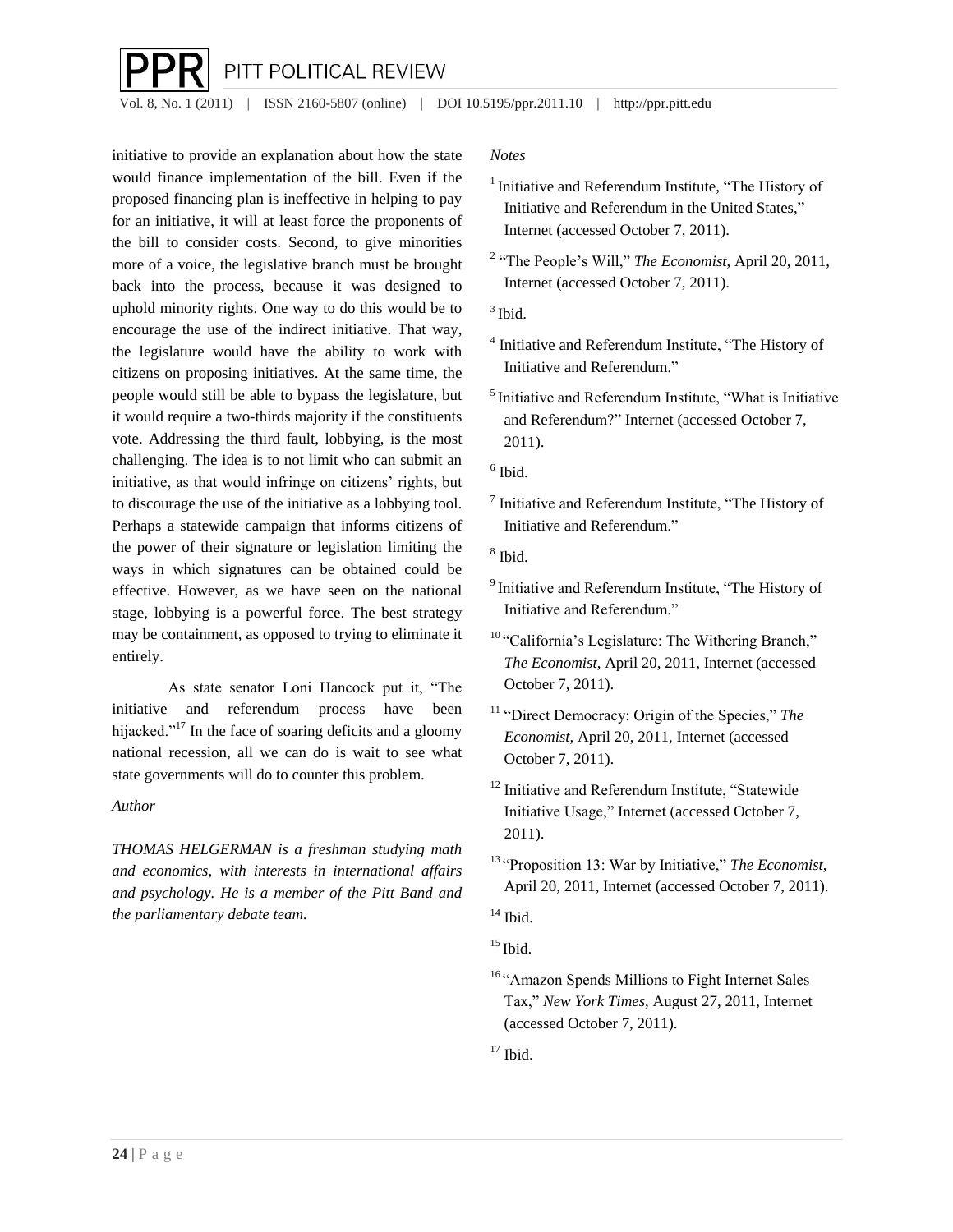initiative to provide an explanation about how the state would finance implementation of the bill. Even if the proposed financing plan is ineffective in helping to pay for an initiative, it will at least force the proponents of the bill to consider costs. Second, to give minorities more of a voice, the legislative branch must be brought back into the process, because it was designed to uphold minority rights. One way to do this would be to encourage the use of the indirect initiative. That way, the legislature would have the ability to work with citizens on proposing initiatives. At the same time, the people would still be able to bypass the legislature, but it would require a two-thirds majority if the constituents vote. Addressing the third fault, lobbying, is the most challenging. The idea is to not limit who can submit an initiative, as that would infringe on citizens' rights, but to discourage the use of the initiative as a lobbying tool. Perhaps a statewide campaign that informs citizens of the power of their signature or legislation limiting the ways in which signatures can be obtained could be effective. However, as we have seen on the national stage, lobbying is a powerful force. The best strategy may be containment, as opposed to trying to eliminate it entirely.

As state senator Loni Hancock put it, "The initiative and referendum process have been hijacked."[17] In the face of soaring deficits and a gloomy national recession, all we can do is wait to see what state governments will do to counter this problem.

*Author*

*THOMAS HELGERMAN is a freshman studying math and economics, with interests in international affairs and psychology. He is a member of the Pitt Band and the parliamentary debate team.*

*Notes*

[1] Initiative and Referendum Institute, "The History of Initiative and Referendum in the United States," Internet (accessed October 7, 2011).

[2] "The People's Will," *The Economist*, April 20, 2011, Internet (accessed October 7, 2011).

[3] Ibid.

[4] Initiative and Referendum Institute, "The History of Initiative and Referendum."

[5] Initiative and Referendum Institute, "What is Initiative and Referendum?" Internet (accessed October 7, 2011).

[6] Ibid.

[7] Initiative and Referendum Institute, "The History of Initiative and Referendum."

[8] Ibid.

[9] Initiative and Referendum Institute, "The History of Initiative and Referendum."

[10] "California's Legislature: The Withering Branch," *The Economist*, April 20, 2011, Internet (accessed October 7, 2011).

[11] "Direct Democracy: Origin of the Species," *The Economist*, April 20, 2011, Internet (accessed October 7, 2011).

[12] Initiative and Referendum Institute, "Statewide Initiative Usage," Internet (accessed October 7, 2011).

[13] "Proposition 13: War by Initiative," *The Economist*, April 20, 2011, Internet (accessed October 7, 2011).

[14] Ibid.

[15] Ibid.

[16] "Amazon Spends Millions to Fight Internet Sales Tax," *New York Times*, August 27, 2011, Internet (accessed October 7, 2011).

[17] Ibid.